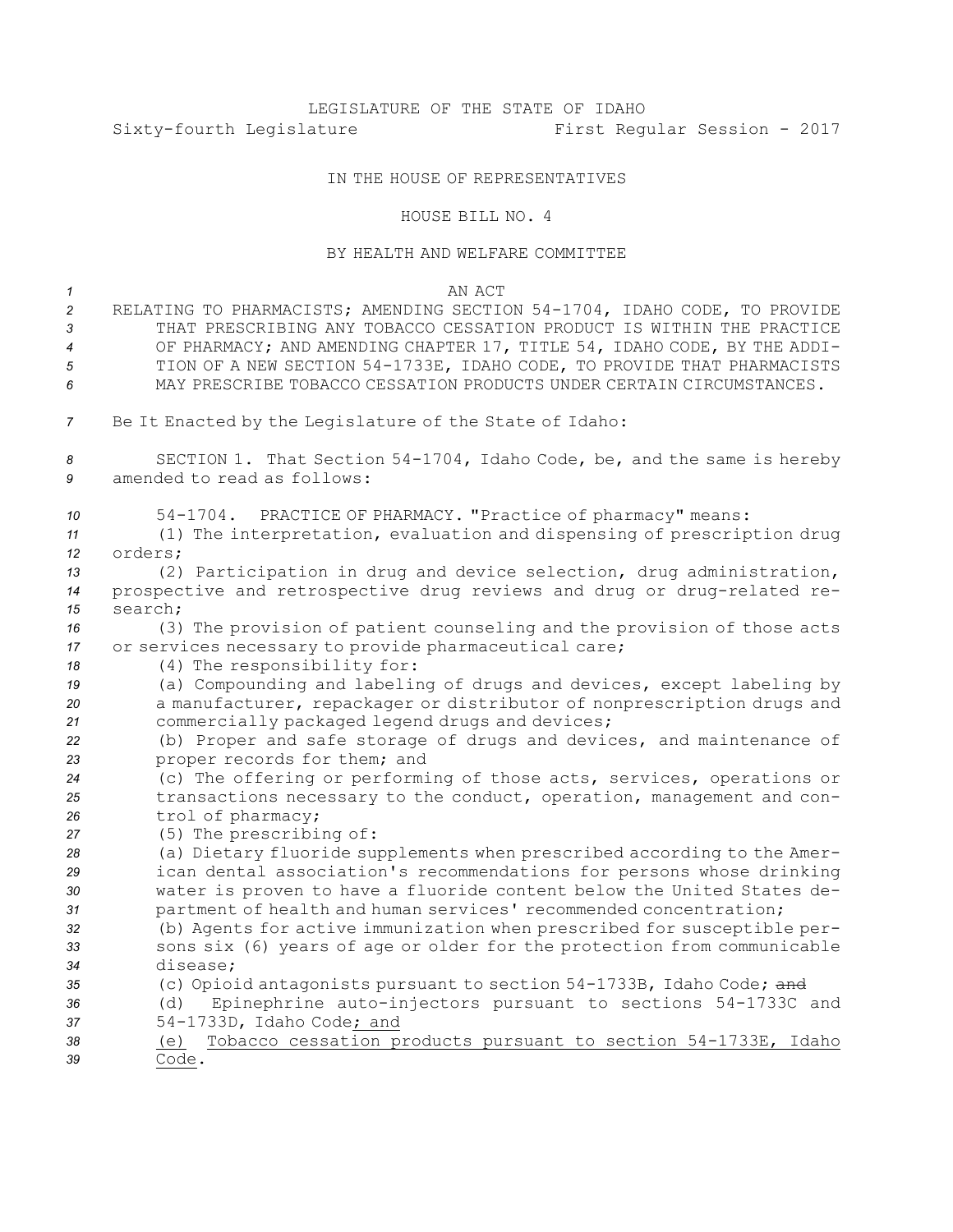LEGISLATURE OF THE STATE OF IDAHO

Sixty-fourth Legislature First Regular Session - 2017

IN THE HOUSE OF REPRESENTATIVES

HOUSE BILL NO. 4

BY HEALTH AND WELFARE COMMITTEE

AN ACT

RELATING TO PHARMACISTS; AMENDING SECTION 54-1704, IDAHO CODE, TO PROVIDE THAT PRESCRIBING ANY TOBACCO CESSATION PRODUCT IS WITHIN THE PRACTICE OF PHARMACY; AND AMENDING CHAPTER 17, TITLE 54, IDAHO CODE, BY THE ADDITION OF A NEW SECTION 54-1733E, IDAHO CODE, TO PROVIDE THAT PHARMACISTS MAY PRESCRIBE TOBACCO CESSATION PRODUCTS UNDER CERTAIN CIRCUMSTANCES.

Be It Enacted by the Legislature of the State of Idaho:

SECTION 1. That Section 54-1704, Idaho Code, be, and the same is hereby amended to read as follows:

54-1704. PRACTICE OF PHARMACY. "Practice of pharmacy" means:

(1) The interpretation, evaluation and dispensing of prescription drug orders;

(2) Participation in drug and device selection, drug administration, prospective and retrospective drug reviews and drug or drug-related research;

(3) The provision of patient counseling and the provision of those acts or services necessary to provide pharmaceutical care;

(4) The responsibility for:

(a) Compounding and labeling of drugs and devices, except labeling by a manufacturer, repackager or distributor of nonprescription drugs and commercially packaged legend drugs and devices;

(b) Proper and safe storage of drugs and devices, and maintenance of proper records for them; and

(c) The offering or performing of those acts, services, operations or transactions necessary to the conduct, operation, management and control of pharmacy;

(5) The prescribing of:

(a) Dietary fluoride supplements when prescribed according to the American dental association's recommendations for persons whose drinking water is proven to have a fluoride content below the United States department of health and human services' recommended concentration;

(b) Agents for active immunization when prescribed for susceptible persons six (6) years of age or older for the protection from communicable disease;

(c) Opioid antagonists pursuant to section 54-1733B, Idaho Code; ~~and~~

(d) Epinephrine auto-injectors pursuant to sections 54-1733C and 54-1733D, Idaho Code<ins>; and</ins>

<ins>(e) Tobacco cessation products pursuant to section 54-1733E, Idaho Code</ins>.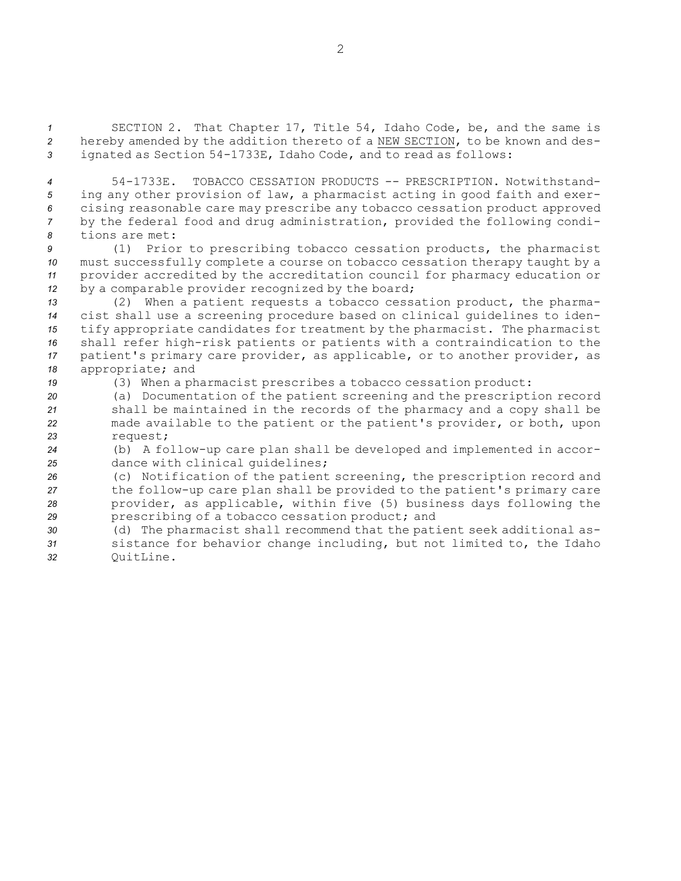SECTION 2. That Chapter 17, Title 54, Idaho Code, be, and the same is hereby amended by the addition thereto of a NEW SECTION, to be known and designated as Section 54-1733E, Idaho Code, and to read as follows:

54-1733E. TOBACCO CESSATION PRODUCTS -- PRESCRIPTION. Notwithstanding any other provision of law, a pharmacist acting in good faith and exercising reasonable care may prescribe any tobacco cessation product approved by the federal food and drug administration, provided the following conditions are met:

(1) Prior to prescribing tobacco cessation products, the pharmacist must successfully complete a course on tobacco cessation therapy taught by a provider accredited by the accreditation council for pharmacy education or by a comparable provider recognized by the board;

(2) When a patient requests a tobacco cessation product, the pharmacist shall use a screening procedure based on clinical guidelines to identify appropriate candidates for treatment by the pharmacist. The pharmacist shall refer high-risk patients or patients with a contraindication to the patient's primary care provider, as applicable, or to another provider, as appropriate; and

(3) When a pharmacist prescribes a tobacco cessation product:

(a) Documentation of the patient screening and the prescription record shall be maintained in the records of the pharmacy and a copy shall be made available to the patient or the patient's provider, or both, upon request;

(b) A follow-up care plan shall be developed and implemented in accordance with clinical guidelines;

(c) Notification of the patient screening, the prescription record and the follow-up care plan shall be provided to the patient's primary care provider, as applicable, within five (5) business days following the prescribing of a tobacco cessation product; and

(d) The pharmacist shall recommend that the patient seek additional assistance for behavior change including, but not limited to, the Idaho QuitLine.